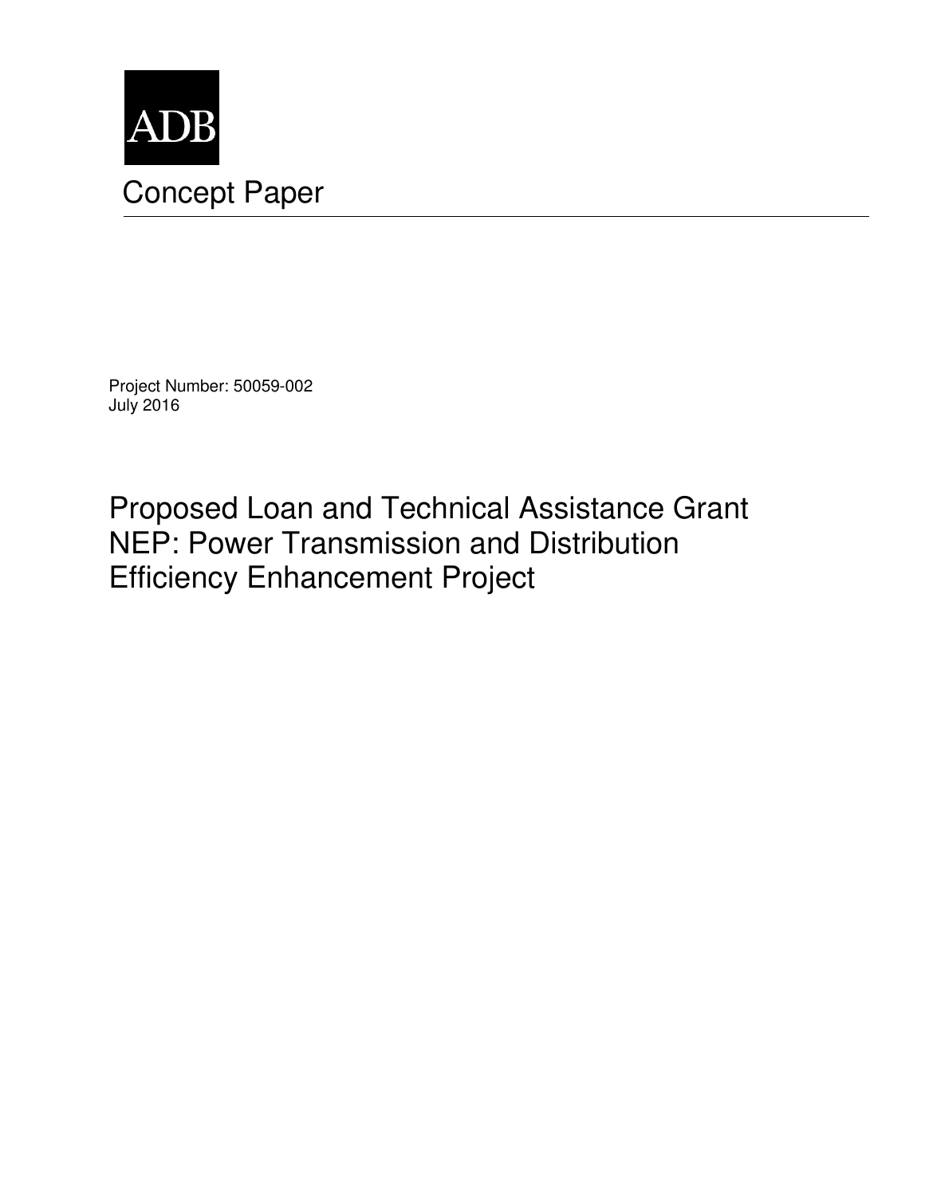ADB

# Concept Paper

Project Number: 50059-002
July 2016

## Proposed Loan and Technical Assistance Grant
## NEP: Power Transmission and Distribution Efficiency Enhancement Project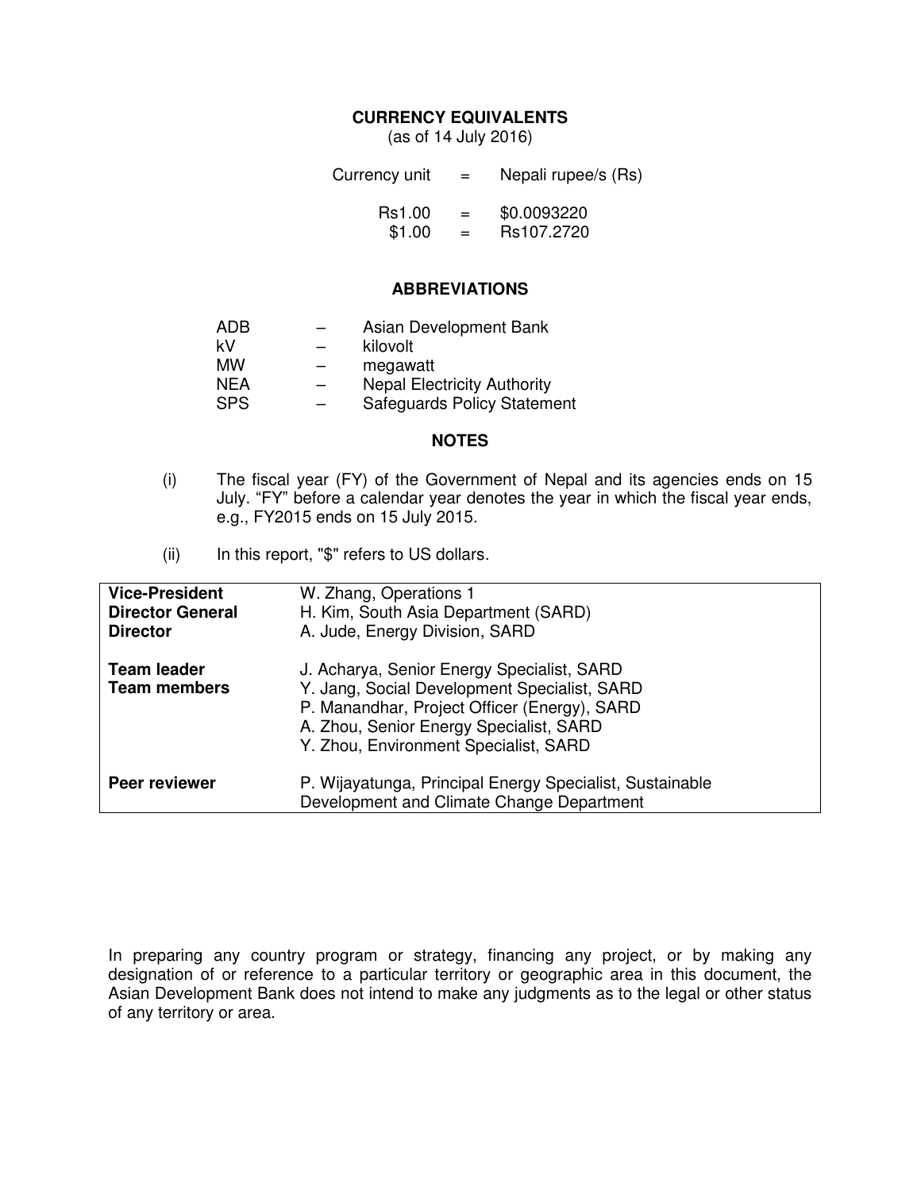## CURRENCY EQUIVALENTS

(as of 14 July 2016)

| | | |
|---|---|---|
| Currency unit | = | Nepali rupee/s (Rs) |
| Rs1.00 | = | $0.0093220 |
| $1.00 | = | Rs107.2720 |

## ABBREVIATIONS

| | | |
|---|---|---|
| ADB | – | Asian Development Bank |
| kV | – | kilovolt |
| MW | – | megawatt |
| NEA | – | Nepal Electricity Authority |
| SPS | – | Safeguards Policy Statement |

## NOTES

(i) The fiscal year (FY) of the Government of Nepal and its agencies ends on 15 July. "FY" before a calendar year denotes the year in which the fiscal year ends, e.g., FY2015 ends on 15 July 2015.

(ii) In this report, "$" refers to US dollars.

| | |
|---|---|
| **Vice-President** | W. Zhang, Operations 1 |
| **Director General** | H. Kim, South Asia Department (SARD) |
| **Director** | A. Jude, Energy Division, SARD |
| **Team leader** | J. Acharya, Senior Energy Specialist, SARD |
| **Team members** | Y. Jang, Social Development Specialist, SARD<br>P. Manandhar, Project Officer (Energy), SARD<br>A. Zhou, Senior Energy Specialist, SARD<br>Y. Zhou, Environment Specialist, SARD |
| **Peer reviewer** | P. Wijayatunga, Principal Energy Specialist, Sustainable Development and Climate Change Department |

In preparing any country program or strategy, financing any project, or by making any designation of or reference to a particular territory or geographic area in this document, the Asian Development Bank does not intend to make any judgments as to the legal or other status of any territory or area.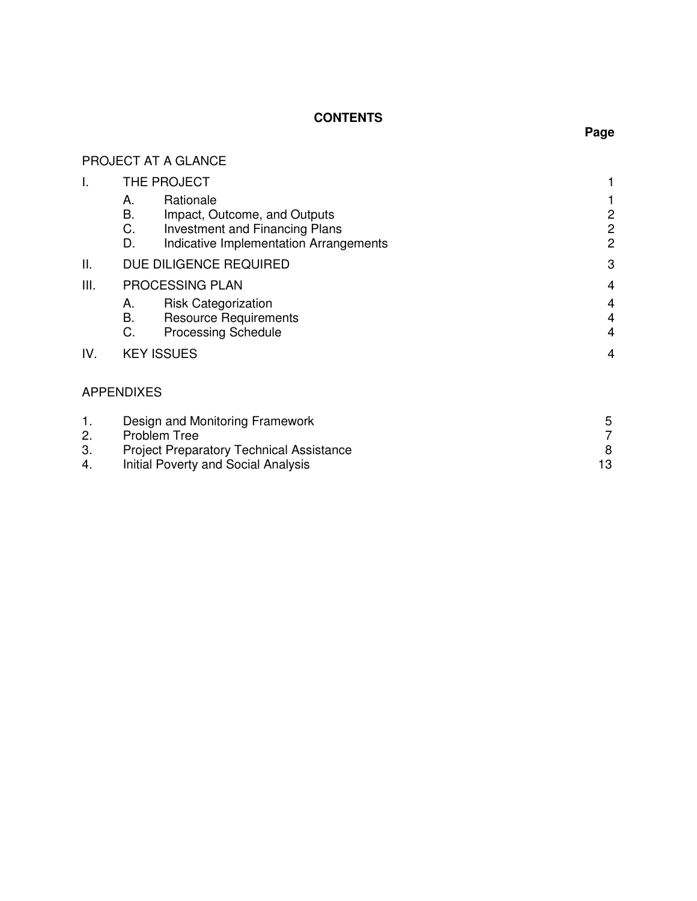# CONTENTS

| | | Page |
|---|---|---|
| PROJECT AT A GLANCE | | |
| I. | THE PROJECT | 1 |
| | A. Rationale | 1 |
| | B. Impact, Outcome, and Outputs | 2 |
| | C. Investment and Financing Plans | 2 |
| | D. Indicative Implementation Arrangements | 2 |
| II. | DUE DILIGENCE REQUIRED | 3 |
| III. | PROCESSING PLAN | 4 |
| | A. Risk Categorization | 4 |
| | B. Resource Requirements | 4 |
| | C. Processing Schedule | 4 |
| IV. | KEY ISSUES | 4 |

## APPENDIXES

| | | |
|---|---|---|
| 1. | Design and Monitoring Framework | 5 |
| 2. | Problem Tree | 7 |
| 3. | Project Preparatory Technical Assistance | 8 |
| 4. | Initial Poverty and Social Analysis | 13 |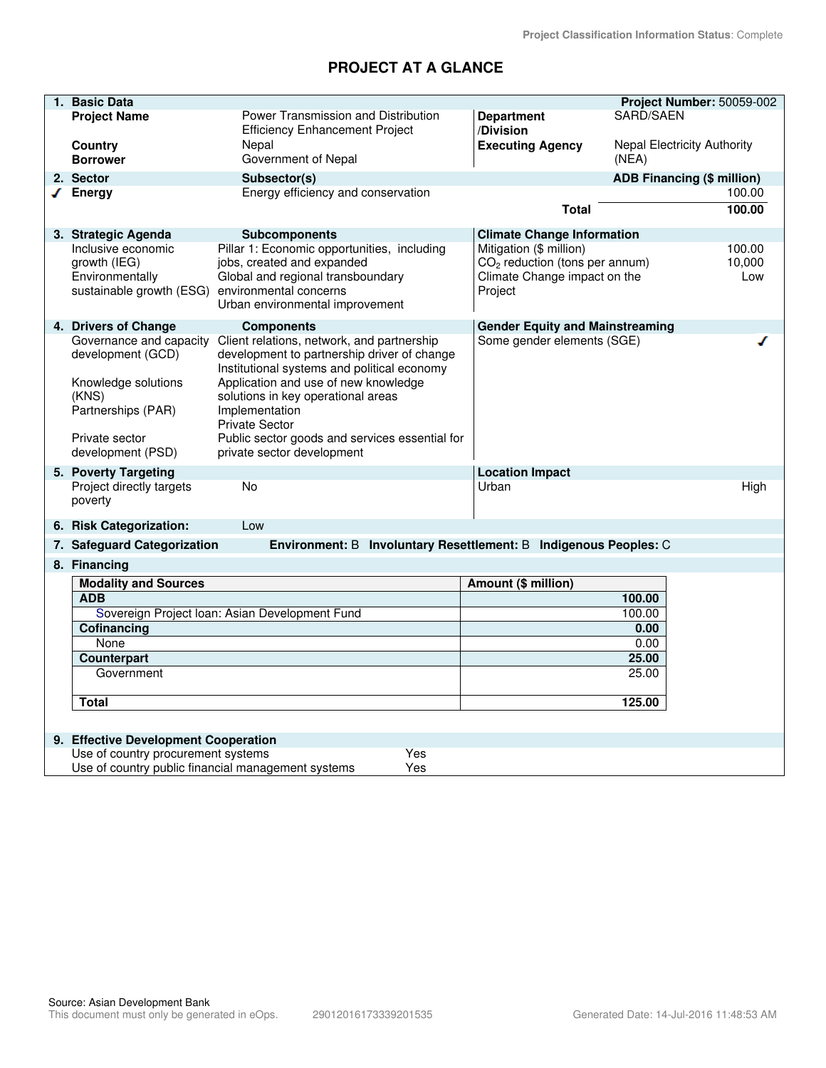Project Classification Information Status: Complete

# PROJECT AT A GLANCE

| 1. Basic Data | | | Project Number: 50059-002 |
|---|---|---|---|
| Project Name | Power Transmission and Distribution Efficiency Enhancement Project | Department /Division | SARD/SAEN |
| Country | Nepal | Executing Agency | Nepal Electricity Authority (NEA) |
| Borrower | Government of Nepal | | |

| 2. Sector | Subsector(s) | ADB Financing ($ million) |
|---|---|---|
| ✓ Energy | Energy efficiency and conservation | 100.00 |
| | Total | 100.00 |

| 3. Strategic Agenda | Subcomponents | Climate Change Information | |
|---|---|---|---|
| Inclusive economic growth (IEG) | Pillar 1: Economic opportunities, including jobs, created and expanded | Mitigation ($ million) | 100.00 |
| Environmentally sustainable growth (ESG) | Global and regional transboundary environmental concerns<br>Urban environmental improvement | $CO_2$ reduction (tons per annum) | 10,000 |
| | | Climate Change impact on the Project | Low |

| 4. Drivers of Change | Components | Gender Equity and Mainstreaming | |
|---|---|---|---|
| Governance and capacity development (GCD) | Client relations, network, and partnership development to partnership driver of change<br>Institutional systems and political economy | Some gender elements (SGE) | ✓ |
| Knowledge solutions (KNS) | Application and use of new knowledge solutions in key operational areas | | |
| Partnerships (PAR) | Implementation<br>Private Sector | | |
| Private sector development (PSD) | Public sector goods and services essential for private sector development | | |

| 5. Poverty Targeting | | Location Impact | |
|---|---|---|---|
| Project directly targets poverty | No | Urban | High |

**6. Risk Categorization:** Low

**7. Safeguard Categorization** Environment: B Involuntary Resettlement: B Indigenous Peoples: C

**8. Financing**

| Modality and Sources | Amount ($ million) |
|---|---|
| **ADB** | **100.00** |
| Sovereign Project loan: Asian Development Fund | 100.00 |
| **Cofinancing** | **0.00** |
| None | 0.00 |
| **Counterpart** | **25.00** |
| Government | 25.00 |
| **Total** | **125.00** |

**9. Effective Development Cooperation**

| | |
|---|---|
| Use of country procurement systems | Yes |
| Use of country public financial management systems | Yes |

Source: Asian Development Bank
This document must only be generated in eOps. 29012016173339201535 Generated Date: 14-Jul-2016 11:48:53 AM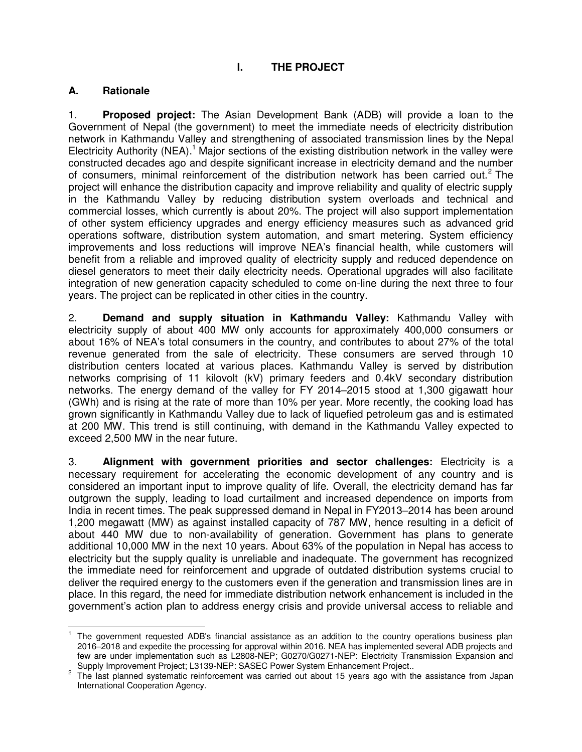# I. THE PROJECT

## A. Rationale

1. **Proposed project:** The Asian Development Bank (ADB) will provide a loan to the Government of Nepal (the government) to meet the immediate needs of electricity distribution network in Kathmandu Valley and strengthening of associated transmission lines by the Nepal Electricity Authority (NEA).[1] Major sections of the existing distribution network in the valley were constructed decades ago and despite significant increase in electricity demand and the number of consumers, minimal reinforcement of the distribution network has been carried out.[2] The project will enhance the distribution capacity and improve reliability and quality of electric supply in the Kathmandu Valley by reducing distribution system overloads and technical and commercial losses, which currently is about 20%. The project will also support implementation of other system efficiency upgrades and energy efficiency measures such as advanced grid operations software, distribution system automation, and smart metering. System efficiency improvements and loss reductions will improve NEA's financial health, while customers will benefit from a reliable and improved quality of electricity supply and reduced dependence on diesel generators to meet their daily electricity needs. Operational upgrades will also facilitate integration of new generation capacity scheduled to come on-line during the next three to four years. The project can be replicated in other cities in the country.

2. **Demand and supply situation in Kathmandu Valley:** Kathmandu Valley with electricity supply of about 400 MW only accounts for approximately 400,000 consumers or about 16% of NEA's total consumers in the country, and contributes to about 27% of the total revenue generated from the sale of electricity. These consumers are served through 10 distribution centers located at various places. Kathmandu Valley is served by distribution networks comprising of 11 kilovolt (kV) primary feeders and 0.4kV secondary distribution networks. The energy demand of the valley for FY 2014–2015 stood at 1,300 gigawatt hour (GWh) and is rising at the rate of more than 10% per year. More recently, the cooking load has grown significantly in Kathmandu Valley due to lack of liquefied petroleum gas and is estimated at 200 MW. This trend is still continuing, with demand in the Kathmandu Valley expected to exceed 2,500 MW in the near future.

3. **Alignment with government priorities and sector challenges:** Electricity is a necessary requirement for accelerating the economic development of any country and is considered an important input to improve quality of life. Overall, the electricity demand has far outgrown the supply, leading to load curtailment and increased dependence on imports from India in recent times. The peak suppressed demand in Nepal in FY2013–2014 has been around 1,200 megawatt (MW) as against installed capacity of 787 MW, hence resulting in a deficit of about 440 MW due to non-availability of generation. Government has plans to generate additional 10,000 MW in the next 10 years. About 63% of the population in Nepal has access to electricity but the supply quality is unreliable and inadequate. The government has recognized the immediate need for reinforcement and upgrade of outdated distribution systems crucial to deliver the required energy to the customers even if the generation and transmission lines are in place. In this regard, the need for immediate distribution network enhancement is included in the government's action plan to address energy crisis and provide universal access to reliable and

---

[1] The government requested ADB's financial assistance as an addition to the country operations business plan 2016–2018 and expedite the processing for approval within 2016. NEA has implemented several ADB projects and few are under implementation such as L2808-NEP; G0270/G0271-NEP: Electricity Transmission Expansion and Supply Improvement Project; L3139-NEP: SASEC Power System Enhancement Project..

[2] The last planned systematic reinforcement was carried out about 15 years ago with the assistance from Japan International Cooperation Agency.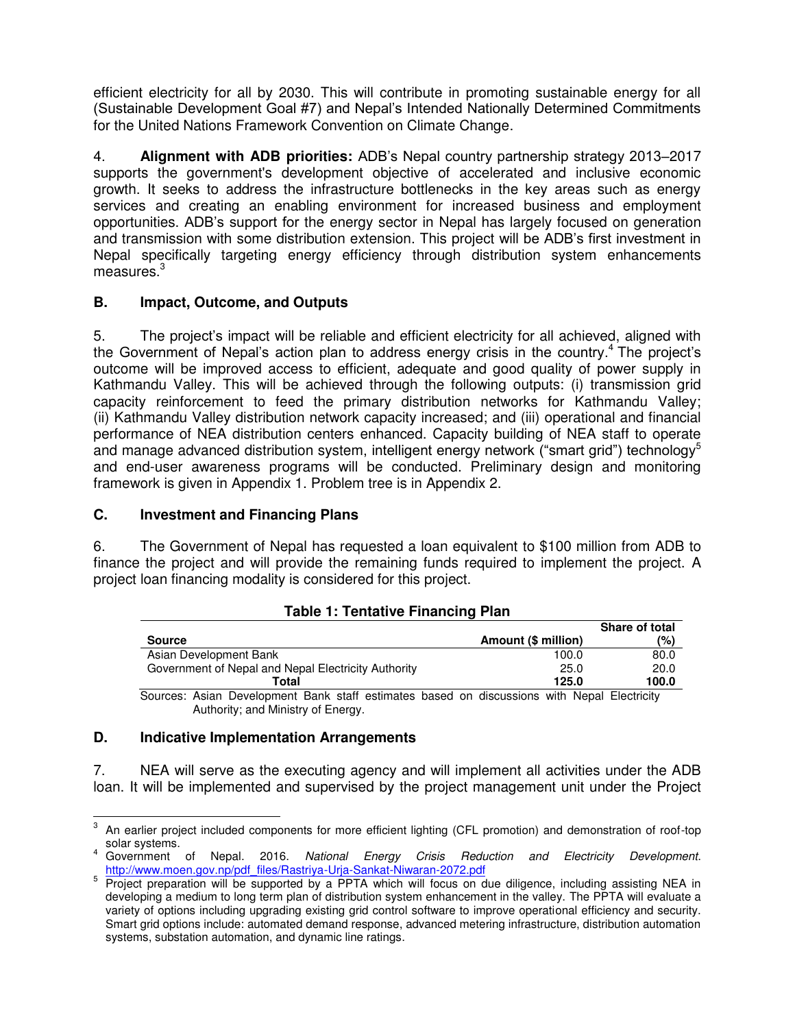efficient electricity for all by 2030. This will contribute in promoting sustainable energy for all (Sustainable Development Goal #7) and Nepal's Intended Nationally Determined Commitments for the United Nations Framework Convention on Climate Change.

4. **Alignment with ADB priorities:** ADB's Nepal country partnership strategy 2013–2017 supports the government's development objective of accelerated and inclusive economic growth. It seeks to address the infrastructure bottlenecks in the key areas such as energy services and creating an enabling environment for increased business and employment opportunities. ADB's support for the energy sector in Nepal has largely focused on generation and transmission with some distribution extension. This project will be ADB's first investment in Nepal specifically targeting energy efficiency through distribution system enhancements measures.[3]

### B. Impact, Outcome, and Outputs

5. The project's impact will be reliable and efficient electricity for all achieved, aligned with the Government of Nepal's action plan to address energy crisis in the country.[4] The project's outcome will be improved access to efficient, adequate and good quality of power supply in Kathmandu Valley. This will be achieved through the following outputs: (i) transmission grid capacity reinforcement to feed the primary distribution networks for Kathmandu Valley; (ii) Kathmandu Valley distribution network capacity increased; and (iii) operational and financial performance of NEA distribution centers enhanced. Capacity building of NEA staff to operate and manage advanced distribution system, intelligent energy network ("smart grid") technology[5] and end-user awareness programs will be conducted. Preliminary design and monitoring framework is given in Appendix 1. Problem tree is in Appendix 2.

### C. Investment and Financing Plans

6. The Government of Nepal has requested a loan equivalent to $100 million from ADB to finance the project and will provide the remaining funds required to implement the project. A project loan financing modality is considered for this project.

**Table 1: Tentative Financing Plan**

| Source | Amount ($ million) | Share of total (%) |
|---|---|---|
| Asian Development Bank | 100.0 | 80.0 |
| Government of Nepal and Nepal Electricity Authority | 25.0 | 20.0 |
| **Total** | **125.0** | **100.0** |

Sources: Asian Development Bank staff estimates based on discussions with Nepal Electricity Authority; and Ministry of Energy.

### D. Indicative Implementation Arrangements

7. NEA will serve as the executing agency and will implement all activities under the ADB loan. It will be implemented and supervised by the project management unit under the Project

---

[3] An earlier project included components for more efficient lighting (CFL promotion) and demonstration of roof-top solar systems.

[4] Government of Nepal. 2016. *National Energy Crisis Reduction and Electricity Development.* http://www.moen.gov.np/pdf_files/Rastriya-Urja-Sankat-Niwaran-2072.pdf

[5] Project preparation will be supported by a PPTA which will focus on due diligence, including assisting NEA in developing a medium to long term plan of distribution system enhancement in the valley. The PPTA will evaluate a variety of options including upgrading existing grid control software to improve operational efficiency and security. Smart grid options include: automated demand response, advanced metering infrastructure, distribution automation systems, substation automation, and dynamic line ratings.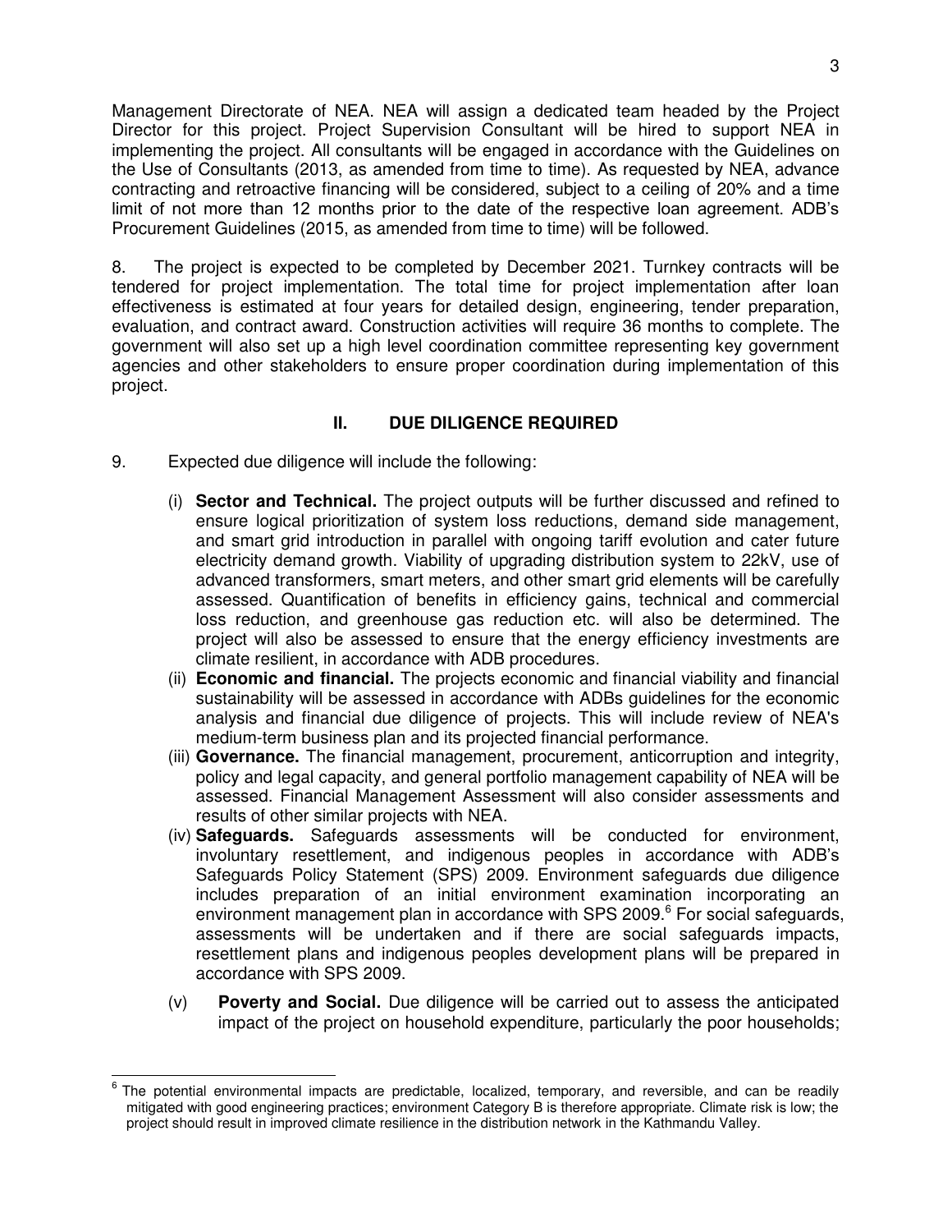Management Directorate of NEA. NEA will assign a dedicated team headed by the Project Director for this project. Project Supervision Consultant will be hired to support NEA in implementing the project. All consultants will be engaged in accordance with the Guidelines on the Use of Consultants (2013, as amended from time to time). As requested by NEA, advance contracting and retroactive financing will be considered, subject to a ceiling of 20% and a time limit of not more than 12 months prior to the date of the respective loan agreement. ADB's Procurement Guidelines (2015, as amended from time to time) will be followed.

8. The project is expected to be completed by December 2021. Turnkey contracts will be tendered for project implementation. The total time for project implementation after loan effectiveness is estimated at four years for detailed design, engineering, tender preparation, evaluation, and contract award. Construction activities will require 36 months to complete. The government will also set up a high level coordination committee representing key government agencies and other stakeholders to ensure proper coordination during implementation of this project.

## II. DUE DILIGENCE REQUIRED

9. Expected due diligence will include the following:

(i) **Sector and Technical.** The project outputs will be further discussed and refined to ensure logical prioritization of system loss reductions, demand side management, and smart grid introduction in parallel with ongoing tariff evolution and cater future electricity demand growth. Viability of upgrading distribution system to 22kV, use of advanced transformers, smart meters, and other smart grid elements will be carefully assessed. Quantification of benefits in efficiency gains, technical and commercial loss reduction, and greenhouse gas reduction etc. will also be determined. The project will also be assessed to ensure that the energy efficiency investments are climate resilient, in accordance with ADB procedures.

(ii) **Economic and financial.** The projects economic and financial viability and financial sustainability will be assessed in accordance with ADBs guidelines for the economic analysis and financial due diligence of projects. This will include review of NEA's medium-term business plan and its projected financial performance.

(iii) **Governance.** The financial management, procurement, anticorruption and integrity, policy and legal capacity, and general portfolio management capability of NEA will be assessed. Financial Management Assessment will also consider assessments and results of other similar projects with NEA.

(iv) **Safeguards.** Safeguards assessments will be conducted for environment, involuntary resettlement, and indigenous peoples in accordance with ADB's Safeguards Policy Statement (SPS) 2009. Environment safeguards due diligence includes preparation of an initial environment examination incorporating an environment management plan in accordance with SPS 2009.[6] For social safeguards, assessments will be undertaken and if there are social safeguards impacts, resettlement plans and indigenous peoples development plans will be prepared in accordance with SPS 2009.

(v) **Poverty and Social.** Due diligence will be carried out to assess the anticipated impact of the project on household expenditure, particularly the poor households;

---

[6] The potential environmental impacts are predictable, localized, temporary, and reversible, and can be readily mitigated with good engineering practices; environment Category B is therefore appropriate. Climate risk is low; the project should result in improved climate resilience in the distribution network in the Kathmandu Valley.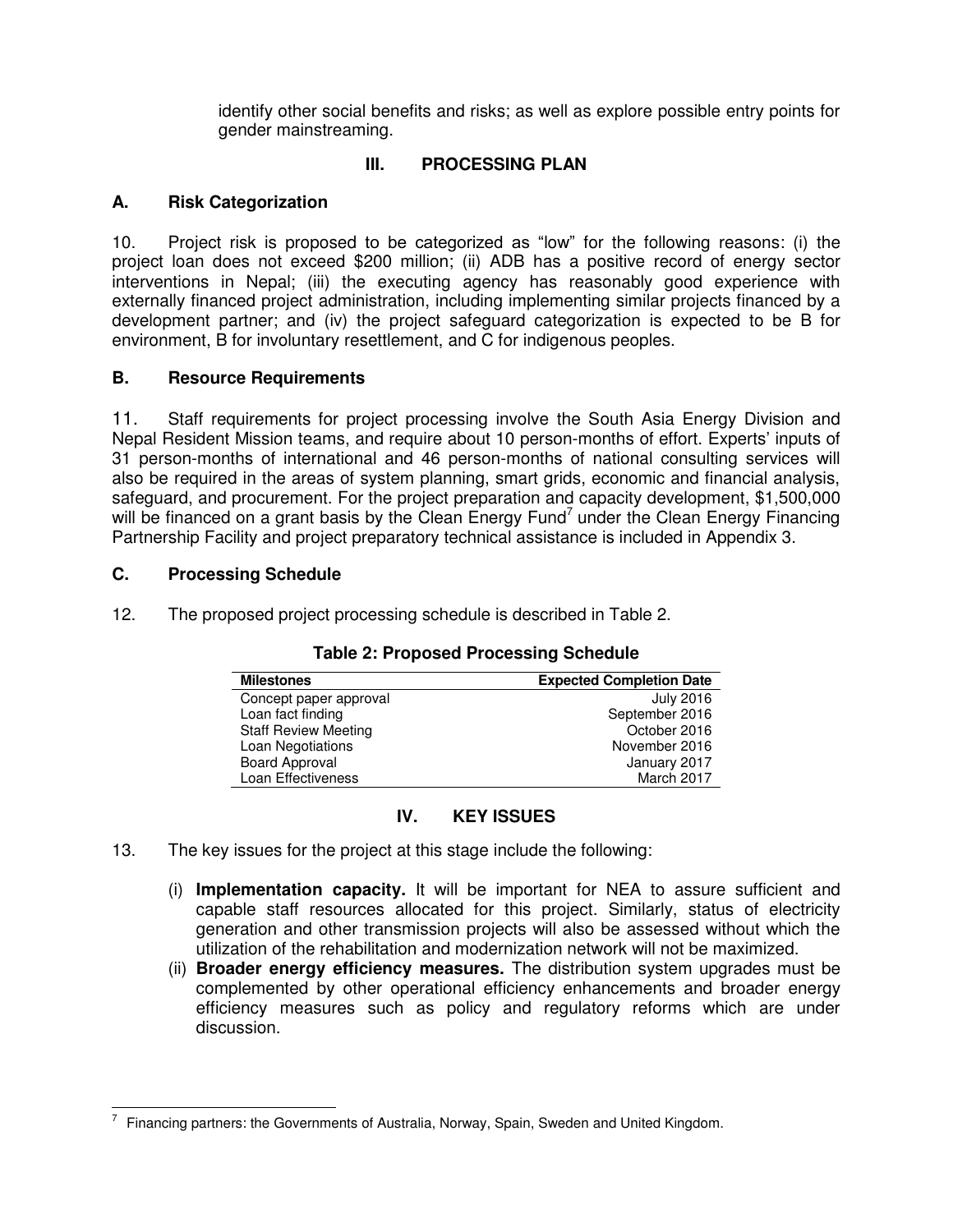identify other social benefits and risks; as well as explore possible entry points for gender mainstreaming.

## III. PROCESSING PLAN

### A. Risk Categorization

10. Project risk is proposed to be categorized as "low" for the following reasons: (i) the project loan does not exceed $200 million; (ii) ADB has a positive record of energy sector interventions in Nepal; (iii) the executing agency has reasonably good experience with externally financed project administration, including implementing similar projects financed by a development partner; and (iv) the project safeguard categorization is expected to be B for environment, B for involuntary resettlement, and C for indigenous peoples.

### B. Resource Requirements

11. Staff requirements for project processing involve the South Asia Energy Division and Nepal Resident Mission teams, and require about 10 person-months of effort. Experts' inputs of 31 person-months of international and 46 person-months of national consulting services will also be required in the areas of system planning, smart grids, economic and financial analysis, safeguard, and procurement. For the project preparation and capacity development, $1,500,000 will be financed on a grant basis by the Clean Energy Fund[7] under the Clean Energy Financing Partnership Facility and project preparatory technical assistance is included in Appendix 3.

### C. Processing Schedule

12. The proposed project processing schedule is described in Table 2.

**Table 2: Proposed Processing Schedule**

| Milestones | Expected Completion Date |
|---|---:|
| Concept paper approval | July 2016 |
| Loan fact finding | September 2016 |
| Staff Review Meeting | October 2016 |
| Loan Negotiations | November 2016 |
| Board Approval | January 2017 |
| Loan Effectiveness | March 2017 |

## IV. KEY ISSUES

13. The key issues for the project at this stage include the following:

(i) **Implementation capacity.** It will be important for NEA to assure sufficient and capable staff resources allocated for this project. Similarly, status of electricity generation and other transmission projects will also be assessed without which the utilization of the rehabilitation and modernization network will not be maximized.

(ii) **Broader energy efficiency measures.** The distribution system upgrades must be complemented by other operational efficiency enhancements and broader energy efficiency measures such as policy and regulatory reforms which are under discussion.

---

[7] Financing partners: the Governments of Australia, Norway, Spain, Sweden and United Kingdom.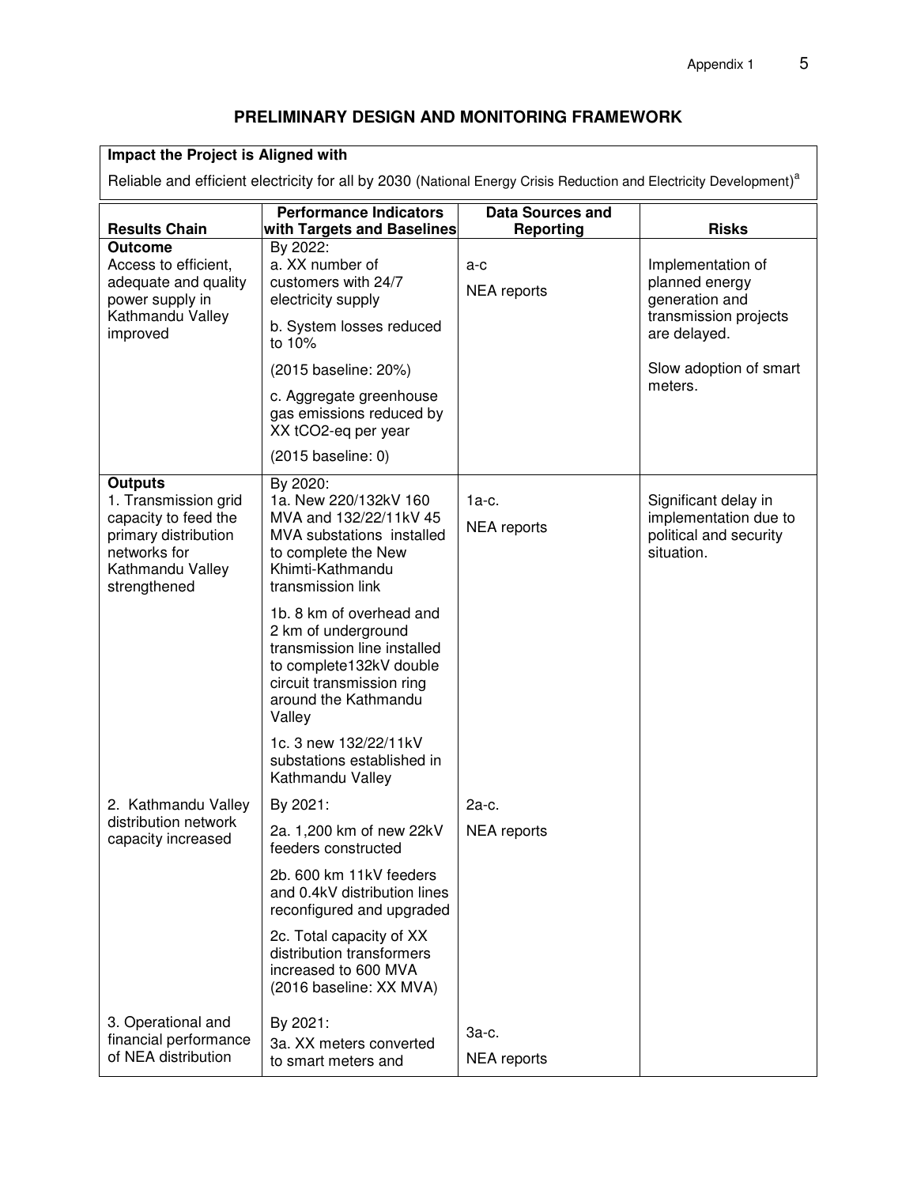## PRELIMINARY DESIGN AND MONITORING FRAMEWORK

| **Impact the Project is Aligned with** |
|---|
| Reliable and efficient electricity for all by 2030 (National Energy Crisis Reduction and Electricity Development)[a] |

| Results Chain | Performance Indicators with Targets and Baselines | Data Sources and Reporting | Risks |
|---|---|---|---|
| **Outcome**<br>Access to efficient, adequate and quality power supply in Kathmandu Valley improved | By 2022:<br>a. XX number of customers with 24/7 electricity supply<br>b. System losses reduced to 10%<br>(2015 baseline: 20%)<br>c. Aggregate greenhouse gas emissions reduced by XX tCO2-eq per year<br>(2015 baseline: 0) | a-c<br>NEA reports | Implementation of planned energy generation and transmission projects are delayed.<br>Slow adoption of smart meters. |
| **Outputs**<br>1. Transmission grid capacity to feed the primary distribution networks for Kathmandu Valley strengthened | By 2020:<br>1a. New 220/132kV 160 MVA and 132/22/11kV 45 MVA substations installed to complete the New Khimti-Kathmandu transmission link<br>1b. 8 km of overhead and 2 km of underground transmission line installed to complete132kV double circuit transmission ring around the Kathmandu Valley<br>1c. 3 new 132/22/11kV substations established in Kathmandu Valley | 1a-c.<br>NEA reports | Significant delay in implementation due to political and security situation. |
| 2. Kathmandu Valley distribution network capacity increased | By 2021:<br>2a. 1,200 km of new 22kV feeders constructed<br>2b. 600 km 11kV feeders and 0.4kV distribution lines reconfigured and upgraded<br>2c. Total capacity of XX distribution transformers increased to 600 MVA<br>(2016 baseline: XX MVA) | 2a-c.<br>NEA reports | |
| 3. Operational and financial performance of NEA distribution | By 2021:<br>3a. XX meters converted to smart meters and | 3a-c.<br>NEA reports | |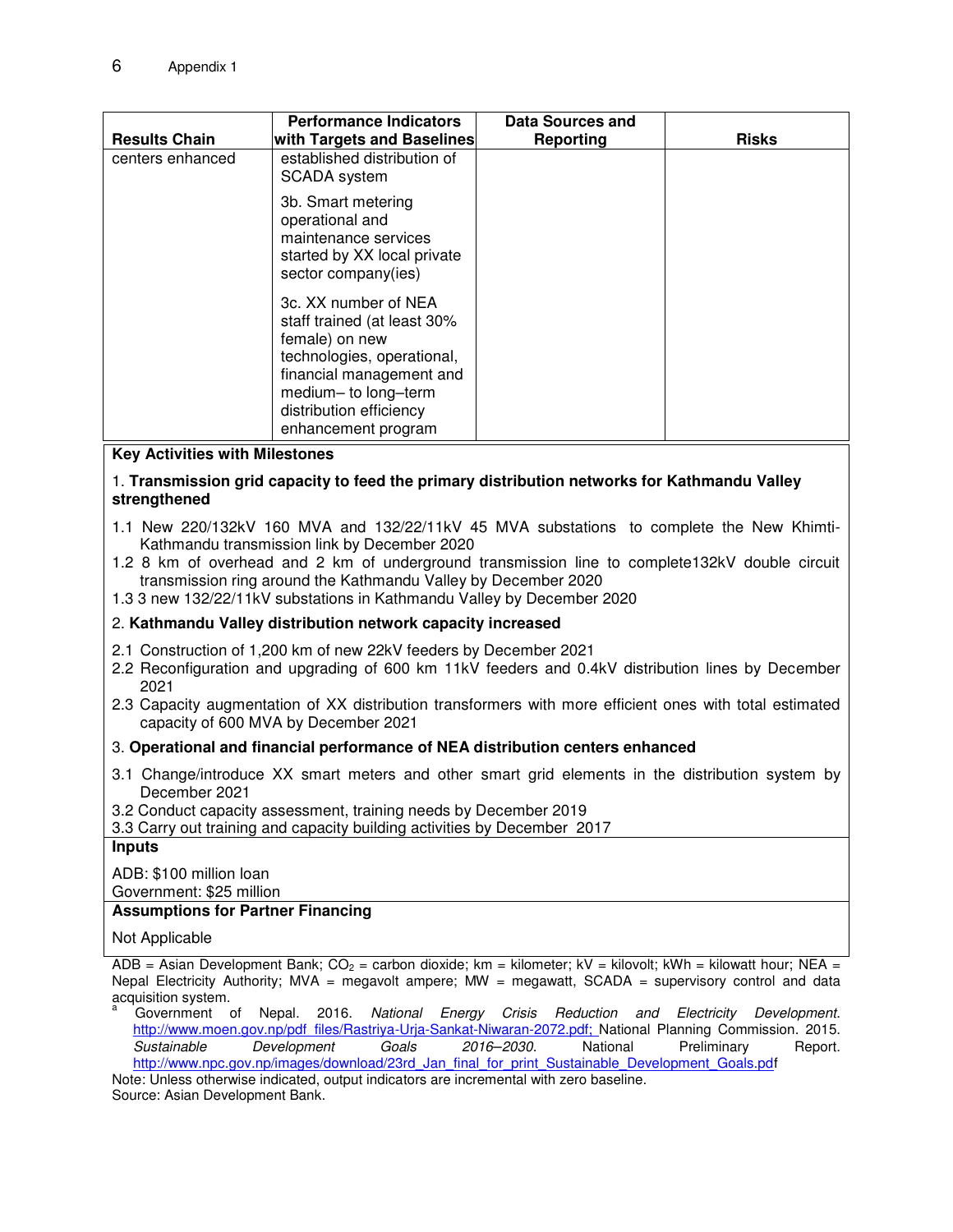| Results Chain | Performance Indicators with Targets and Baselines | Data Sources and Reporting | Risks |
|---|---|---|---|
| centers enhanced | established distribution of SCADA system<br><br>3b. Smart metering operational and maintenance services started by XX local private sector company(ies)<br><br>3c. XX number of NEA staff trained (at least 30% female) on new technologies, operational, financial management and medium– to long–term distribution efficiency enhancement program | | |

**Key Activities with Milestones**

1. **Transmission grid capacity to feed the primary distribution networks for Kathmandu Valley strengthened**

1.1 New 220/132kV 160 MVA and 132/22/11kV 45 MVA substations to complete the New Khimti-Kathmandu transmission link by December 2020
1.2 8 km of overhead and 2 km of underground transmission line to complete132kV double circuit transmission ring around the Kathmandu Valley by December 2020
1.3 3 new 132/22/11kV substations in Kathmandu Valley by December 2020

2. **Kathmandu Valley distribution network capacity increased**

2.1 Construction of 1,200 km of new 22kV feeders by December 2021
2.2 Reconfiguration and upgrading of 600 km 11kV feeders and 0.4kV distribution lines by December 2021
2.3 Capacity augmentation of XX distribution transformers with more efficient ones with total estimated capacity of 600 MVA by December 2021

3. **Operational and financial performance of NEA distribution centers enhanced**

3.1 Change/introduce XX smart meters and other smart grid elements in the distribution system by December 2021
3.2 Conduct capacity assessment, training needs by December 2019
3.3 Carry out training and capacity building activities by December 2017

**Inputs**

ADB: $100 million loan
Government: $25 million

**Assumptions for Partner Financing**

Not Applicable

ADB = Asian Development Bank; $CO_2$ = carbon dioxide; km = kilometer; kV = kilovolt; kWh = kilowatt hour; NEA = Nepal Electricity Authority; MVA = megavolt ampere; MW = megawatt, SCADA = supervisory control and data acquisition system.

[a] Government of Nepal. 2016. *National Energy Crisis Reduction and Electricity Development.* http://www.moen.gov.np/pdf_files/Rastriya-Urja-Sankat-Niwaran-2072.pdf; National Planning Commission. 2015. *Sustainable Development Goals 2016–2030.* National Preliminary Report. http://www.npc.gov.np/images/download/23rd_Jan_final_for_print_Sustainable_Development_Goals.pdf

Note: Unless otherwise indicated, output indicators are incremental with zero baseline.

Source: Asian Development Bank.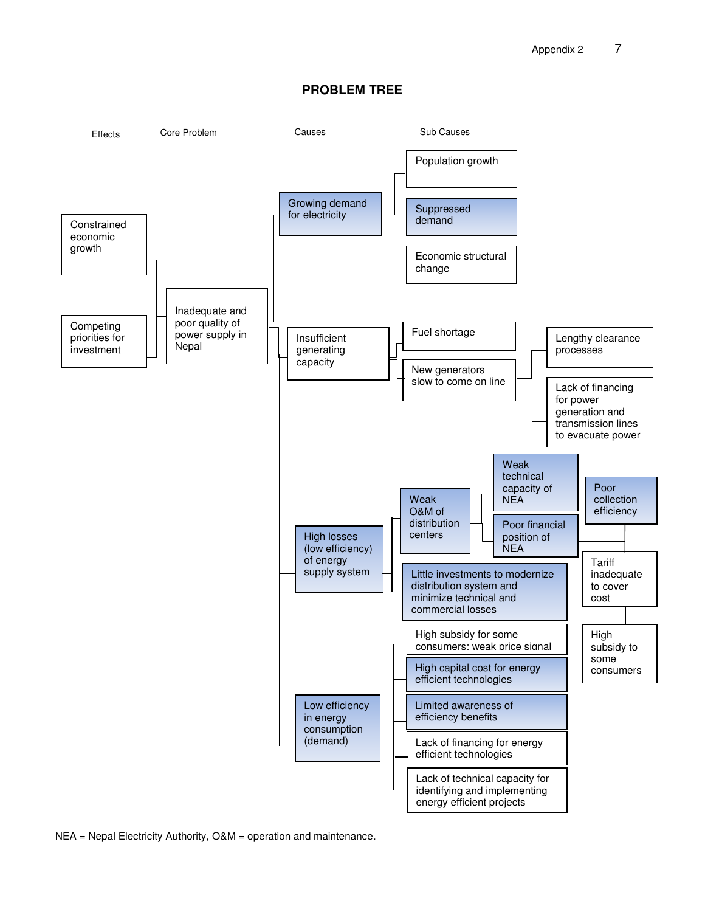# PROBLEM TREE

**Effects**

- Constrained economic growth
- Competing priorities for investment

**Core Problem**

- Inadequate and poor quality of power supply in Nepal

**Causes and Sub Causes**

- Growing demand for electricity
  - Population growth
  - Suppressed demand
  - Economic structural change
- Insufficient generating capacity
  - Fuel shortage
  - New generators slow to come on line
    - Lengthy clearance processes
    - Lack of financing for power generation and transmission lines to evacuate power
- High losses (low efficiency) of energy supply system
  - Weak O&M of distribution centers
    - Weak technical capacity of NEA
    - Poor financial position of NEA
      - Poor collection efficiency
      - Tariff inadequate to cover cost
        - High subsidy to some consumers
  - Little investments to modernize distribution system and minimize technical and commercial losses
- Low efficiency in energy consumption (demand)
  - High subsidy for some consumers: weak price signal
  - High capital cost for energy efficient technologies
  - Limited awareness of efficiency benefits
  - Lack of financing for energy efficient technologies
  - Lack of technical capacity for identifying and implementing energy efficient projects

NEA = Nepal Electricity Authority, O&M = operation and maintenance.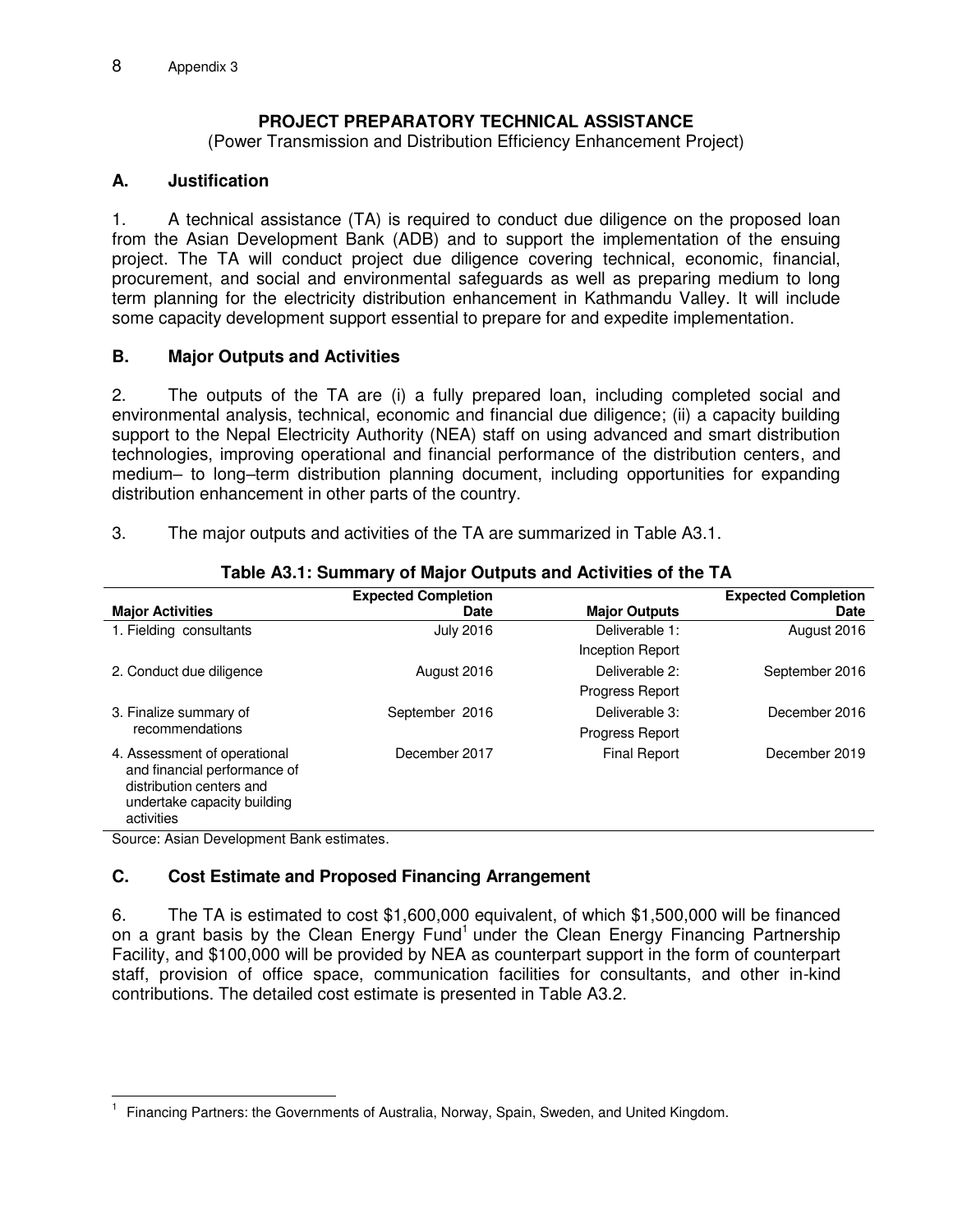Appendix 3

**PROJECT PREPARATORY TECHNICAL ASSISTANCE**

(Power Transmission and Distribution Efficiency Enhancement Project)

## A. Justification

1. A technical assistance (TA) is required to conduct due diligence on the proposed loan from the Asian Development Bank (ADB) and to support the implementation of the ensuing project. The TA will conduct project due diligence covering technical, economic, financial, procurement, and social and environmental safeguards as well as preparing medium to long term planning for the electricity distribution enhancement in Kathmandu Valley. It will include some capacity development support essential to prepare for and expedite implementation.

## B. Major Outputs and Activities

2. The outputs of the TA are (i) a fully prepared loan, including completed social and environmental analysis, technical, economic and financial due diligence; (ii) a capacity building support to the Nepal Electricity Authority (NEA) staff on using advanced and smart distribution technologies, improving operational and financial performance of the distribution centers, and medium– to long–term distribution planning document, including opportunities for expanding distribution enhancement in other parts of the country.

3. The major outputs and activities of the TA are summarized in Table A3.1.

**Table A3.1: Summary of Major Outputs and Activities of the TA**

| Major Activities | Expected Completion Date | Major Outputs | Expected Completion Date |
|---|---|---|---|
| 1. Fielding consultants | July 2016 | Deliverable 1: Inception Report | August 2016 |
| 2. Conduct due diligence | August 2016 | Deliverable 2: Progress Report | September 2016 |
| 3. Finalize summary of recommendations | September 2016 | Deliverable 3: Progress Report | December 2016 |
| 4. Assessment of operational and financial performance of distribution centers and undertake capacity building activities | December 2017 | Final Report | December 2019 |

Source: Asian Development Bank estimates.

## C. Cost Estimate and Proposed Financing Arrangement

6. The TA is estimated to cost $1,600,000 equivalent, of which $1,500,000 will be financed on a grant basis by the Clean Energy Fund[1] under the Clean Energy Financing Partnership Facility, and $100,000 will be provided by NEA as counterpart support in the form of counterpart staff, provision of office space, communication facilities for consultants, and other in-kind contributions. The detailed cost estimate is presented in Table A3.2.

[1] Financing Partners: the Governments of Australia, Norway, Spain, Sweden, and United Kingdom.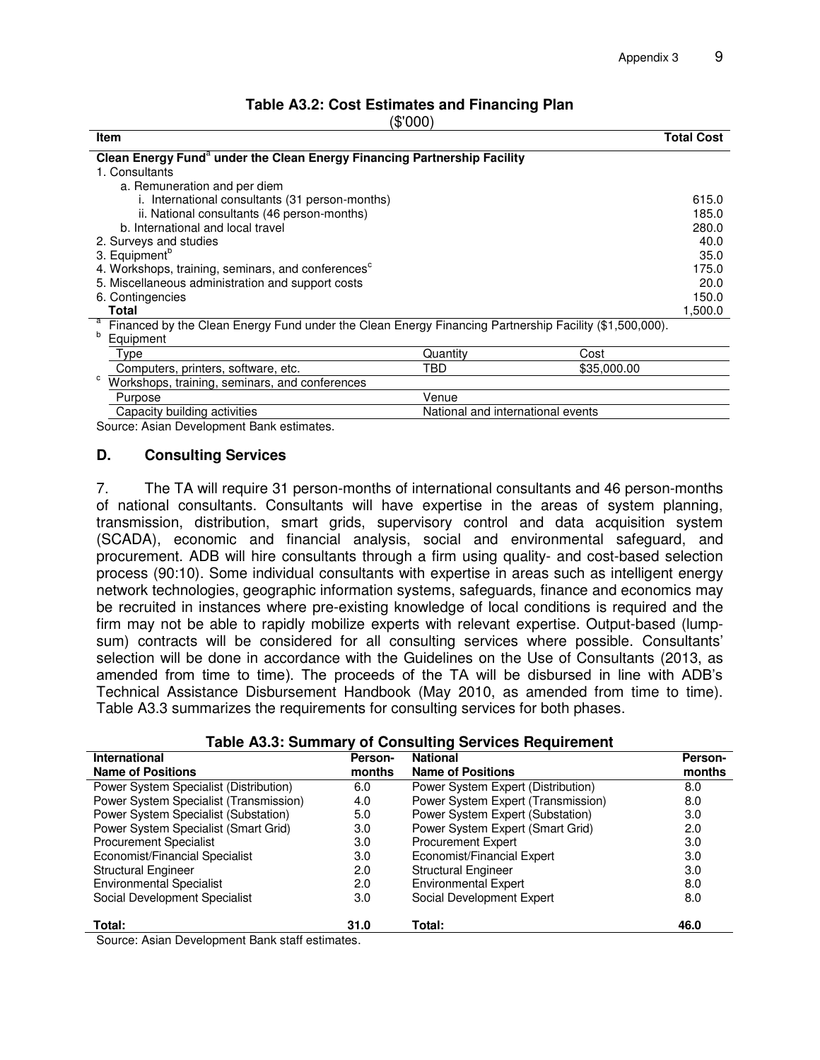**Table A3.2: Cost Estimates and Financing Plan**

($'000)

| Item | Total Cost |
|---|---|
| **Clean Energy Fund[a] under the Clean Energy Financing Partnership Facility** | |
| 1. Consultants | |
| a. Remuneration and per diem | |
| i. International consultants (31 person-months) | 615.0 |
| ii. National consultants (46 person-months) | 185.0 |
| b. International and local travel | 280.0 |
| 2. Surveys and studies | 40.0 |
| 3. Equipment[b] | 35.0 |
| 4. Workshops, training, seminars, and conferences[c] | 175.0 |
| 5. Miscellaneous administration and support costs | 20.0 |
| 6. Contingencies | 150.0 |
| **Total** | 1,500.0 |

[a] Financed by the Clean Energy Fund under the Clean Energy Financing Partnership Facility ($1,500,000).

[b] Equipment

| Type | Quantity | Cost |
|---|---|---|
| Computers, printers, software, etc. | TBD | $35,000.00 |

[c] Workshops, training, seminars, and conferences

| Purpose | Venue |
|---|---|
| Capacity building activities | National and international events |

Source: Asian Development Bank estimates.

## D. Consulting Services

7. The TA will require 31 person-months of international consultants and 46 person-months of national consultants. Consultants will have expertise in the areas of system planning, transmission, distribution, smart grids, supervisory control and data acquisition system (SCADA), economic and financial analysis, social and environmental safeguard, and procurement. ADB will hire consultants through a firm using quality- and cost-based selection process (90:10). Some individual consultants with expertise in areas such as intelligent energy network technologies, geographic information systems, safeguards, finance and economics may be recruited in instances where pre-existing knowledge of local conditions is required and the firm may not be able to rapidly mobilize experts with relevant expertise. Output-based (lump-sum) contracts will be considered for all consulting services where possible. Consultants' selection will be done in accordance with the Guidelines on the Use of Consultants (2013, as amended from time to time). The proceeds of the TA will be disbursed in line with ADB's Technical Assistance Disbursement Handbook (May 2010, as amended from time to time). Table A3.3 summarizes the requirements for consulting services for both phases.

**Table A3.3: Summary of Consulting Services Requirement**

| International Name of Positions | Person-months | National Name of Positions | Person-months |
|---|---|---|---|
| Power System Specialist (Distribution) | 6.0 | Power System Expert (Distribution) | 8.0 |
| Power System Specialist (Transmission) | 4.0 | Power System Expert (Transmission) | 8.0 |
| Power System Specialist (Substation) | 5.0 | Power System Expert (Substation) | 3.0 |
| Power System Specialist (Smart Grid) | 3.0 | Power System Expert (Smart Grid) | 2.0 |
| Procurement Specialist | 3.0 | Procurement Expert | 3.0 |
| Economist/Financial Specialist | 3.0 | Economist/Financial Expert | 3.0 |
| Structural Engineer | 2.0 | Structural Engineer | 3.0 |
| Environmental Specialist | 2.0 | Environmental Expert | 8.0 |
| Social Development Specialist | 3.0 | Social Development Expert | 8.0 |
| **Total:** | **31.0** | **Total:** | **46.0** |

Source: Asian Development Bank staff estimates.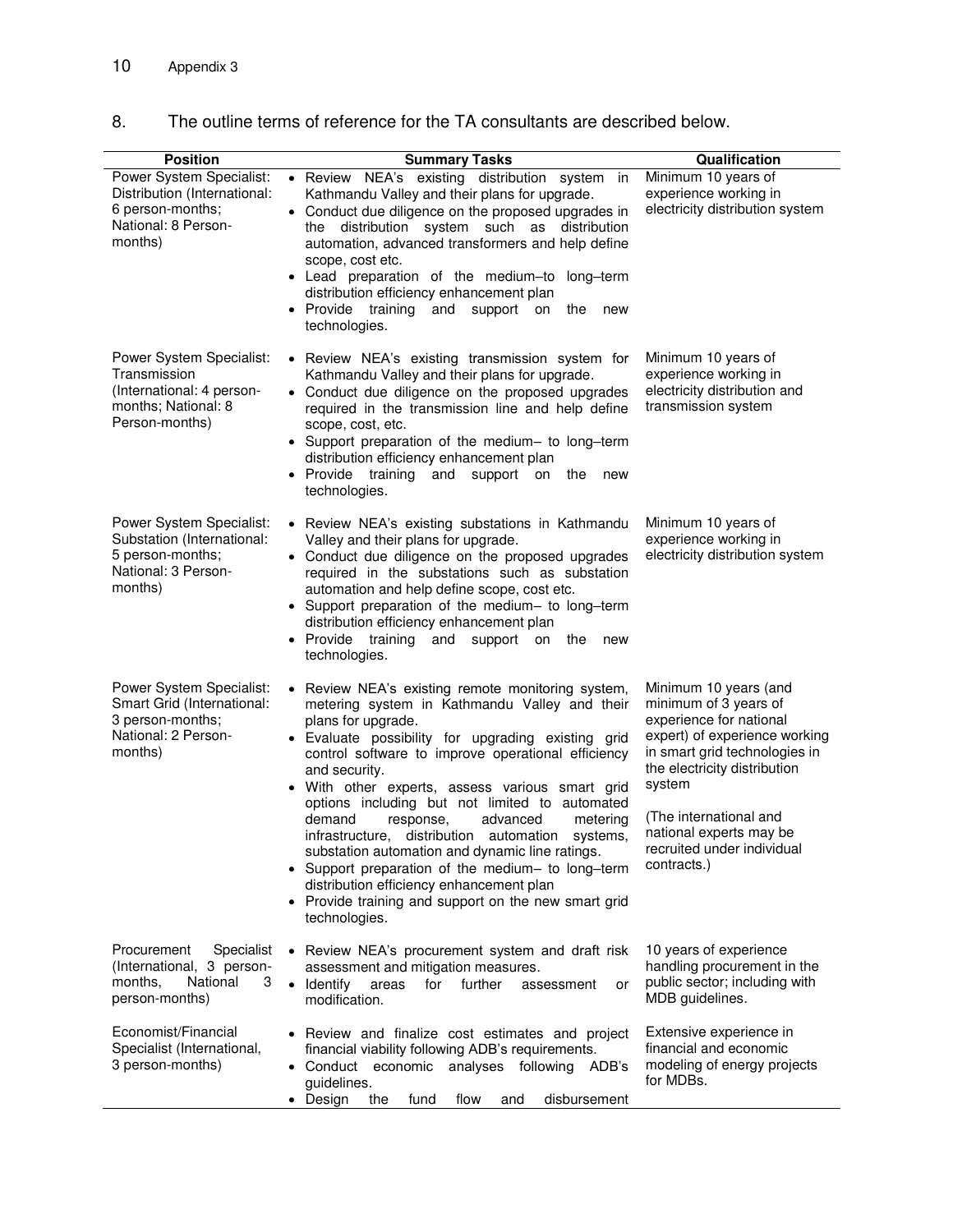8. The outline terms of reference for the TA consultants are described below.

| Position | Summary Tasks | Qualification |
|---|---|---|
| Power System Specialist: Distribution (International: 6 person-months; National: 8 Person-months) | • Review NEA's existing distribution system in Kathmandu Valley and their plans for upgrade.<br>• Conduct due diligence on the proposed upgrades in the distribution system such as distribution automation, advanced transformers and help define scope, cost etc.<br>• Lead preparation of the medium–to long–term distribution efficiency enhancement plan<br>• Provide training and support on the new technologies. | Minimum 10 years of experience working in electricity distribution system |
| Power System Specialist: Transmission (International: 4 person-months; National: 8 Person-months) | • Review NEA's existing transmission system for Kathmandu Valley and their plans for upgrade.<br>• Conduct due diligence on the proposed upgrades required in the transmission line and help define scope, cost, etc.<br>• Support preparation of the medium– to long–term distribution efficiency enhancement plan<br>• Provide training and support on the new technologies. | Minimum 10 years of experience working in electricity distribution and transmission system |
| Power System Specialist: Substation (International: 5 person-months; National: 3 Person-months) | • Review NEA's existing substations in Kathmandu Valley and their plans for upgrade.<br>• Conduct due diligence on the proposed upgrades required in the substations such as substation automation and help define scope, cost etc.<br>• Support preparation of the medium– to long–term distribution efficiency enhancement plan<br>• Provide training and support on the new technologies. | Minimum 10 years of experience working in electricity distribution system |
| Power System Specialist: Smart Grid (International: 3 person-months; National: 2 Person-months) | • Review NEA's existing remote monitoring system, metering system in Kathmandu Valley and their plans for upgrade.<br>• Evaluate possibility for upgrading existing grid control software to improve operational efficiency and security.<br>• With other experts, assess various smart grid options including but not limited to automated demand response, advanced metering infrastructure, distribution automation systems, substation automation and dynamic line ratings.<br>• Support preparation of the medium– to long–term distribution efficiency enhancement plan<br>• Provide training and support on the new smart grid technologies. | Minimum 10 years (and minimum of 3 years of experience for national expert) of experience working in smart grid technologies in the electricity distribution system<br><br>(The international and national experts may be recruited under individual contracts.) |
| Procurement Specialist (International, 3 person-months, National 3 person-months) | • Review NEA's procurement system and draft risk assessment and mitigation measures.<br>• Identify areas for further assessment or modification. | 10 years of experience handling procurement in the public sector; including with MDB guidelines. |
| Economist/Financial Specialist (International, 3 person-months) | • Review and finalize cost estimates and project financial viability following ADB's requirements.<br>• Conduct economic analyses following ADB's guidelines.<br>• Design the fund flow and disbursement | Extensive experience in financial and economic modeling of energy projects for MDBs. |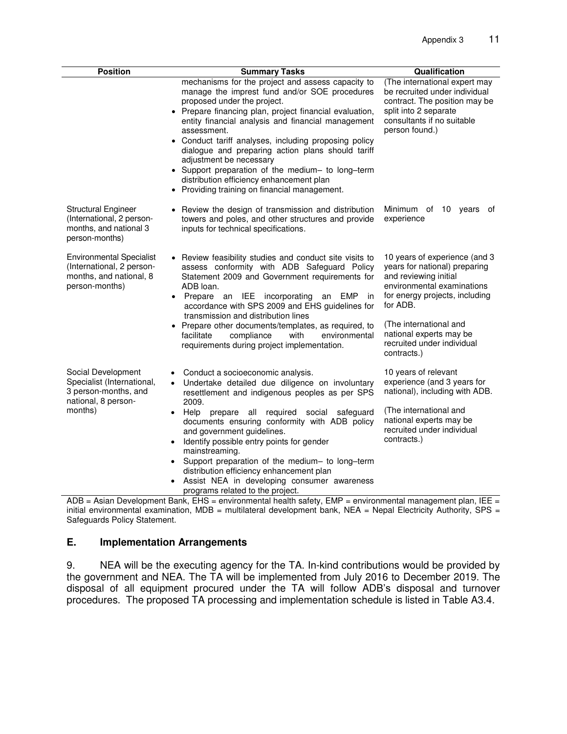| Position | Summary Tasks | Qualification |
|---|---|---|
| | mechanisms for the project and assess capacity to manage the imprest fund and/or SOE procedures proposed under the project.<br>• Prepare financing plan, project financial evaluation, entity financial analysis and financial management assessment.<br>• Conduct tariff analyses, including proposing policy dialogue and preparing action plans should tariff adjustment be necessary<br>• Support preparation of the medium– to long–term distribution efficiency enhancement plan<br>• Providing training on financial management. | (The international expert may be recruited under individual contract. The position may be split into 2 separate consultants if no suitable person found.) |
| Structural Engineer (International, 2 person-months, and national 3 person-months) | • Review the design of transmission and distribution towers and poles, and other structures and provide inputs for technical specifications. | Minimum of 10 years of experience |
| Environmental Specialist (International, 2 person-months, and national, 8 person-months) | • Review feasibility studies and conduct site visits to assess conformity with ADB Safeguard Policy Statement 2009 and Government requirements for ADB loan.<br>• Prepare an IEE incorporating an EMP in accordance with SPS 2009 and EHS guidelines for transmission and distribution lines<br>• Prepare other documents/templates, as required, to facilitate compliance with environmental requirements during project implementation. | 10 years of experience (and 3 years for national) preparing and reviewing initial environmental examinations for energy projects, including for ADB.<br><br>(The international and national experts may be recruited under individual contracts.) |
| Social Development Specialist (International, 3 person-months, and national, 8 person-months) | • Conduct a socioeconomic analysis.<br>• Undertake detailed due diligence on involuntary resettlement and indigenous peoples as per SPS 2009.<br>• Help prepare all required social safeguard documents ensuring conformity with ADB policy and government guidelines.<br>• Identify possible entry points for gender mainstreaming.<br>• Support preparation of the medium– to long–term distribution efficiency enhancement plan<br>• Assist NEA in developing consumer awareness programs related to the project. | 10 years of relevant experience (and 3 years for national), including with ADB.<br><br>(The international and national experts may be recruited under individual contracts.) |

ADB = Asian Development Bank, EHS = environmental health safety, EMP = environmental management plan, IEE = initial environmental examination, MDB = multilateral development bank, NEA = Nepal Electricity Authority, SPS = Safeguards Policy Statement.

## E. Implementation Arrangements

9. NEA will be the executing agency for the TA. In-kind contributions would be provided by the government and NEA. The TA will be implemented from July 2016 to December 2019. The disposal of all equipment procured under the TA will follow ADB's disposal and turnover procedures. The proposed TA processing and implementation schedule is listed in Table A3.4.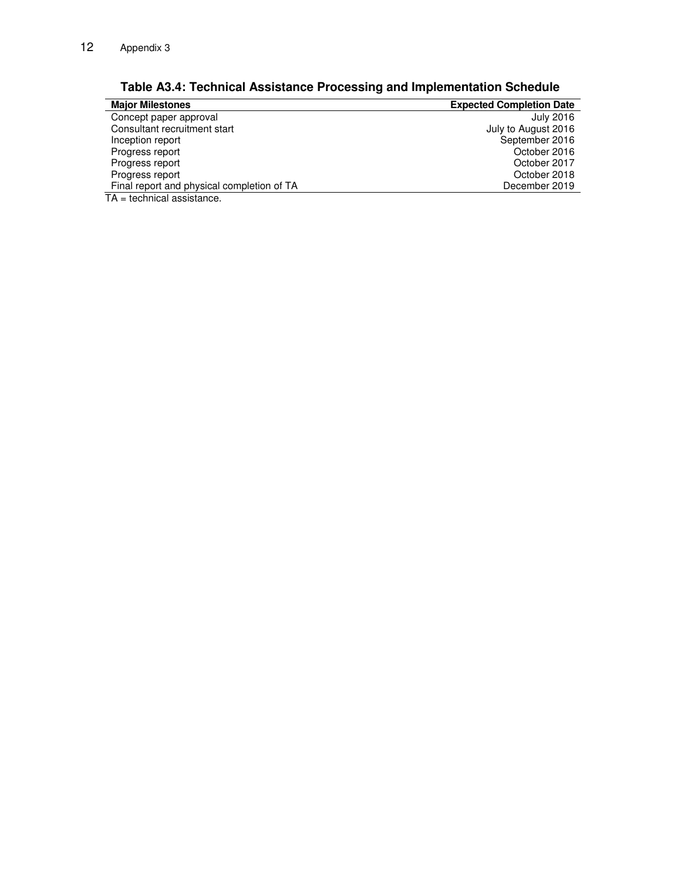**Table A3.4: Technical Assistance Processing and Implementation Schedule**

| Major Milestones | Expected Completion Date |
|---|---|
| Concept paper approval | July 2016 |
| Consultant recruitment start | July to August 2016 |
| Inception report | September 2016 |
| Progress report | October 2016 |
| Progress report | October 2017 |
| Progress report | October 2018 |
| Final report and physical completion of TA | December 2019 |

TA = technical assistance.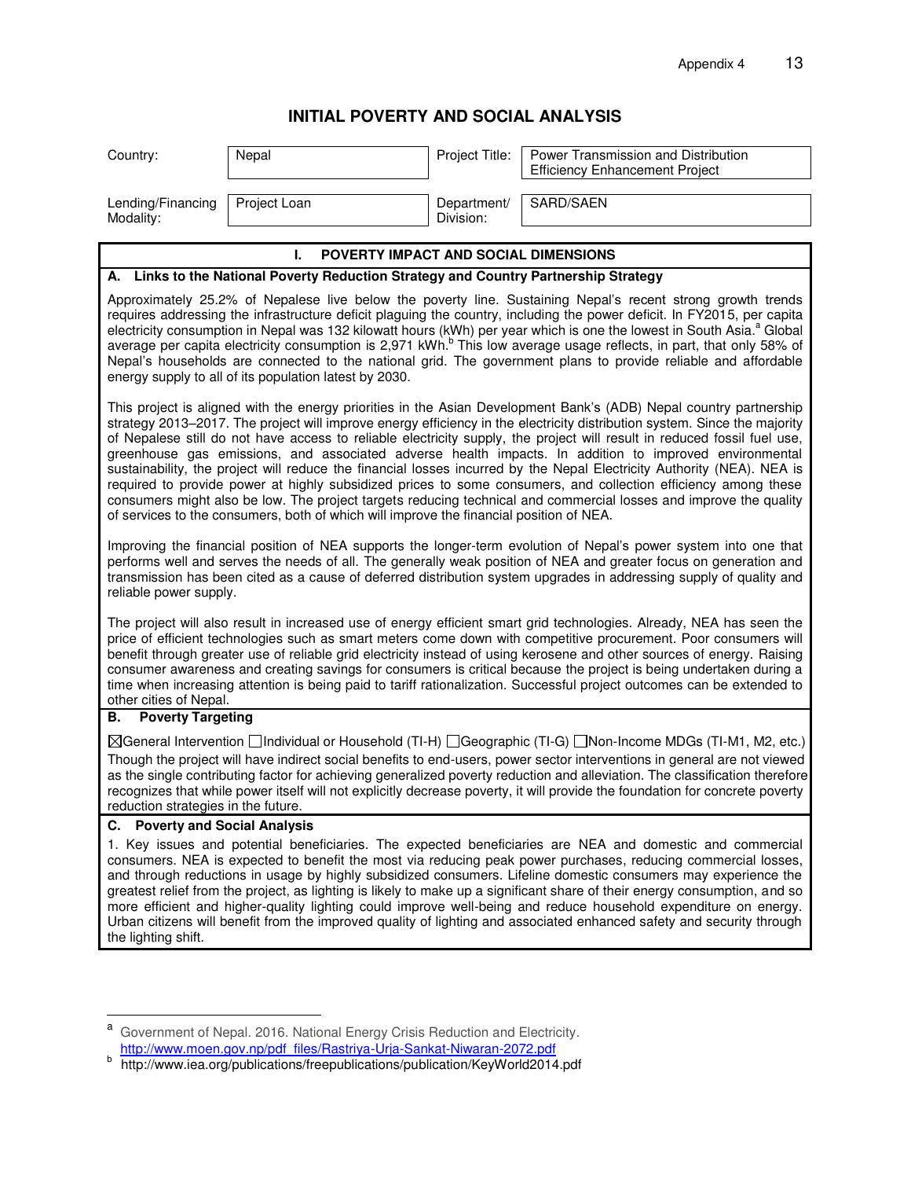# INITIAL POVERTY AND SOCIAL ANALYSIS

| Country: | Nepal | Project Title: | Power Transmission and Distribution Efficiency Enhancement Project |
|---|---|---|---|
| Lending/Financing Modality: | Project Loan | Department/ Division: | SARD/SAEN |

## I. POVERTY IMPACT AND SOCIAL DIMENSIONS

### A. Links to the National Poverty Reduction Strategy and Country Partnership Strategy

Approximately 25.2% of Nepalese live below the poverty line. Sustaining Nepal's recent strong growth trends requires addressing the infrastructure deficit plaguing the country, including the power deficit. In FY2015, per capita electricity consumption in Nepal was 132 kilowatt hours (kWh) per year which is one the lowest in South Asia.[a] Global average per capita electricity consumption is 2,971 kWh.[b] This low average usage reflects, in part, that only 58% of Nepal's households are connected to the national grid. The government plans to provide reliable and affordable energy supply to all of its population latest by 2030.

This project is aligned with the energy priorities in the Asian Development Bank's (ADB) Nepal country partnership strategy 2013–2017. The project will improve energy efficiency in the electricity distribution system. Since the majority of Nepalese still do not have access to reliable electricity supply, the project will result in reduced fossil fuel use, greenhouse gas emissions, and associated adverse health impacts. In addition to improved environmental sustainability, the project will reduce the financial losses incurred by the Nepal Electricity Authority (NEA). NEA is required to provide power at highly subsidized prices to some consumers, and collection efficiency among these consumers might also be low. The project targets reducing technical and commercial losses and improve the quality of services to the consumers, both of which will improve the financial position of NEA.

Improving the financial position of NEA supports the longer-term evolution of Nepal's power system into one that performs well and serves the needs of all. The generally weak position of NEA and greater focus on generation and transmission has been cited as a cause of deferred distribution system upgrades in addressing supply of quality and reliable power supply.

The project will also result in increased use of energy efficient smart grid technologies. Already, NEA has seen the price of efficient technologies such as smart meters come down with competitive procurement. Poor consumers will benefit through greater use of reliable grid electricity instead of using kerosene and other sources of energy. Raising consumer awareness and creating savings for consumers is critical because the project is being undertaken during a time when increasing attention is being paid to tariff rationalization. Successful project outcomes can be extended to other cities of Nepal.

### B. Poverty Targeting

☒General Intervention ☐Individual or Household (TI-H) ☐Geographic (TI-G) ☐Non-Income MDGs (TI-M1, M2, etc.)

Though the project will have indirect social benefits to end-users, power sector interventions in general are not viewed as the single contributing factor for achieving generalized poverty reduction and alleviation. The classification therefore recognizes that while power itself will not explicitly decrease poverty, it will provide the foundation for concrete poverty reduction strategies in the future.

### C. Poverty and Social Analysis

1. Key issues and potential beneficiaries. The expected beneficiaries are NEA and domestic and commercial consumers. NEA is expected to benefit the most via reducing peak power purchases, reducing commercial losses, and through reductions in usage by highly subsidized consumers. Lifeline domestic consumers may experience the greatest relief from the project, as lighting is likely to make up a significant share of their energy consumption, and so more efficient and higher-quality lighting could improve well-being and reduce household expenditure on energy. Urban citizens will benefit from the improved quality of lighting and associated enhanced safety and security through the lighting shift.

---

[a] Government of Nepal. 2016. National Energy Crisis Reduction and Electricity. http://www.moen.gov.np/pdf_files/Rastriya-Urja-Sankat-Niwaran-2072.pdf

[b] http://www.iea.org/publications/freepublications/publication/KeyWorld2014.pdf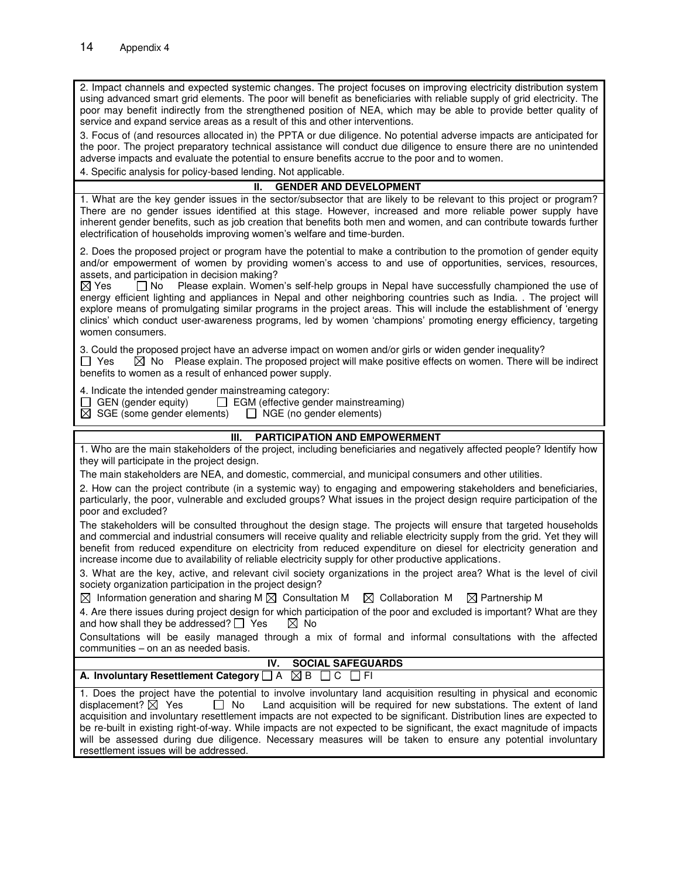2. Impact channels and expected systemic changes. The project focuses on improving electricity distribution system using advanced smart grid elements. The poor will benefit as beneficiaries with reliable supply of grid electricity. The poor may benefit indirectly from the strengthened position of NEA, which may be able to provide better quality of service and expand service areas as a result of this and other interventions.

3. Focus of (and resources allocated in) the PPTA or due diligence. No potential adverse impacts are anticipated for the poor. The project preparatory technical assistance will conduct due diligence to ensure there are no unintended adverse impacts and evaluate the potential to ensure benefits accrue to the poor and to women.

4. Specific analysis for policy-based lending. Not applicable.

## II. GENDER AND DEVELOPMENT

1. What are the key gender issues in the sector/subsector that are likely to be relevant to this project or program? There are no gender issues identified at this stage. However, increased and more reliable power supply have inherent gender benefits, such as job creation that benefits both men and women, and can contribute towards further electrification of households improving women's welfare and time-burden.

2. Does the proposed project or program have the potential to make a contribution to the promotion of gender equity and/or empowerment of women by providing women's access to and use of opportunities, services, resources, assets, and participation in decision making?
☒ Yes ☐ No Please explain. Women's self-help groups in Nepal have successfully championed the use of energy efficient lighting and appliances in Nepal and other neighboring countries such as India. . The project will explore means of promulgating similar programs in the project areas. This will include the establishment of 'energy clinics' which conduct user-awareness programs, led by women 'champions' promoting energy efficiency, targeting women consumers.

3. Could the proposed project have an adverse impact on women and/or girls or widen gender inequality?
☐ Yes ☒ No Please explain. The proposed project will make positive effects on women. There will be indirect benefits to women as a result of enhanced power supply.

4. Indicate the intended gender mainstreaming category:
☐ GEN (gender equity) ☐ EGM (effective gender mainstreaming)
☒ SGE (some gender elements) ☐ NGE (no gender elements)

## III. PARTICIPATION AND EMPOWERMENT

1. Who are the main stakeholders of the project, including beneficiaries and negatively affected people? Identify how they will participate in the project design.

The main stakeholders are NEA, and domestic, commercial, and municipal consumers and other utilities.

2. How can the project contribute (in a systemic way) to engaging and empowering stakeholders and beneficiaries, particularly, the poor, vulnerable and excluded groups? What issues in the project design require participation of the poor and excluded?

The stakeholders will be consulted throughout the design stage. The projects will ensure that targeted households and commercial and industrial consumers will receive quality and reliable electricity supply from the grid. Yet they will benefit from reduced expenditure on electricity from reduced expenditure on diesel for electricity generation and increase income due to availability of reliable electricity supply for other productive applications.

3. What are the key, active, and relevant civil society organizations in the project area? What is the level of civil society organization participation in the project design?

☒ Information generation and sharing M ☒ Consultation M ☒ Collaboration M ☒ Partnership M

4. Are there issues during project design for which participation of the poor and excluded is important? What are they and how shall they be addressed? ☐ Yes ☒ No

Consultations will be easily managed through a mix of formal and informal consultations with the affected communities – on an as needed basis.

## IV. SOCIAL SAFEGUARDS

**A. Involuntary Resettlement Category** ☐ A ☒ B ☐ C ☐ FI

1. Does the project have the potential to involve involuntary land acquisition resulting in physical and economic displacement? ☒ Yes ☐ No Land acquisition will be required for new substations. The extent of land acquisition and involuntary resettlement impacts are not expected to be significant. Distribution lines are expected to be re-built in existing right-of-way. While impacts are not expected to be significant, the exact magnitude of impacts will be assessed during due diligence. Necessary measures will be taken to ensure any potential involuntary resettlement issues will be addressed.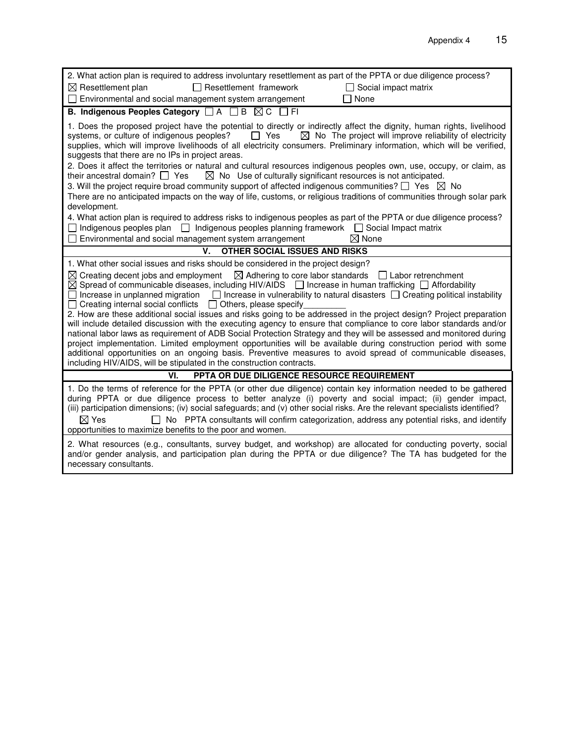2. What action plan is required to address involuntary resettlement as part of the PPTA or due diligence process?

☒ Resettlement plan ☐ Resettlement framework ☐ Social impact matrix
☐ Environmental and social management system arrangement ☐ None

**B. Indigenous Peoples Category** ☐ A ☐ B ☒ C ☐ FI

1. Does the proposed project have the potential to directly or indirectly affect the dignity, human rights, livelihood systems, or culture of indigenous peoples? ☐ Yes ☒ No The project will improve reliability of electricity supplies, which will improve livelihoods of all electricity consumers. Preliminary information, which will be verified, suggests that there are no IPs in project areas.

2. Does it affect the territories or natural and cultural resources indigenous peoples own, use, occupy, or claim, as their ancestral domain? ☐ Yes ☒ No Use of culturally significant resources is not anticipated.

3. Will the project require broad community support of affected indigenous communities? ☐ Yes ☒ No
There are no anticipated impacts on the way of life, customs, or religious traditions of communities through solar park development.

4. What action plan is required to address risks to indigenous peoples as part of the PPTA or due diligence process?
☐ Indigenous peoples plan ☐ Indigenous peoples planning framework ☐ Social Impact matrix
☐ Environmental and social management system arrangement ☒ None

## V. OTHER SOCIAL ISSUES AND RISKS

1. What other social issues and risks should be considered in the project design?

☒ Creating decent jobs and employment ☒ Adhering to core labor standards ☐ Labor retrenchment
☒ Spread of communicable diseases, including HIV/AIDS ☐ Increase in human trafficking ☐ Affordability
☐ Increase in unplanned migration ☐ Increase in vulnerability to natural disasters ☐ Creating political instability
☐ Creating internal social conflicts ☐ Others, please specify\_\_\_\_\_\_\_\_\_

2. How are these additional social issues and risks going to be addressed in the project design? Project preparation will include detailed discussion with the executing agency to ensure that compliance to core labor standards and/or national labor laws as requirement of ADB Social Protection Strategy and they will be assessed and monitored during project implementation. Limited employment opportunities will be available during construction period with some additional opportunities on an ongoing basis. Preventive measures to avoid spread of communicable diseases, including HIV/AIDS, will be stipulated in the construction contracts.

## VI. PPTA OR DUE DILIGENCE RESOURCE REQUIREMENT

1. Do the terms of reference for the PPTA (or other due diligence) contain key information needed to be gathered during PPTA or due diligence process to better analyze (i) poverty and social impact; (ii) gender impact, (iii) participation dimensions; (iv) social safeguards; and (v) other social risks. Are the relevant specialists identified?

☒ Yes ☐ No PPTA consultants will confirm categorization, address any potential risks, and identify opportunities to maximize benefits to the poor and women.

2. What resources (e.g., consultants, survey budget, and workshop) are allocated for conducting poverty, social and/or gender analysis, and participation plan during the PPTA or due diligence? The TA has budgeted for the necessary consultants.